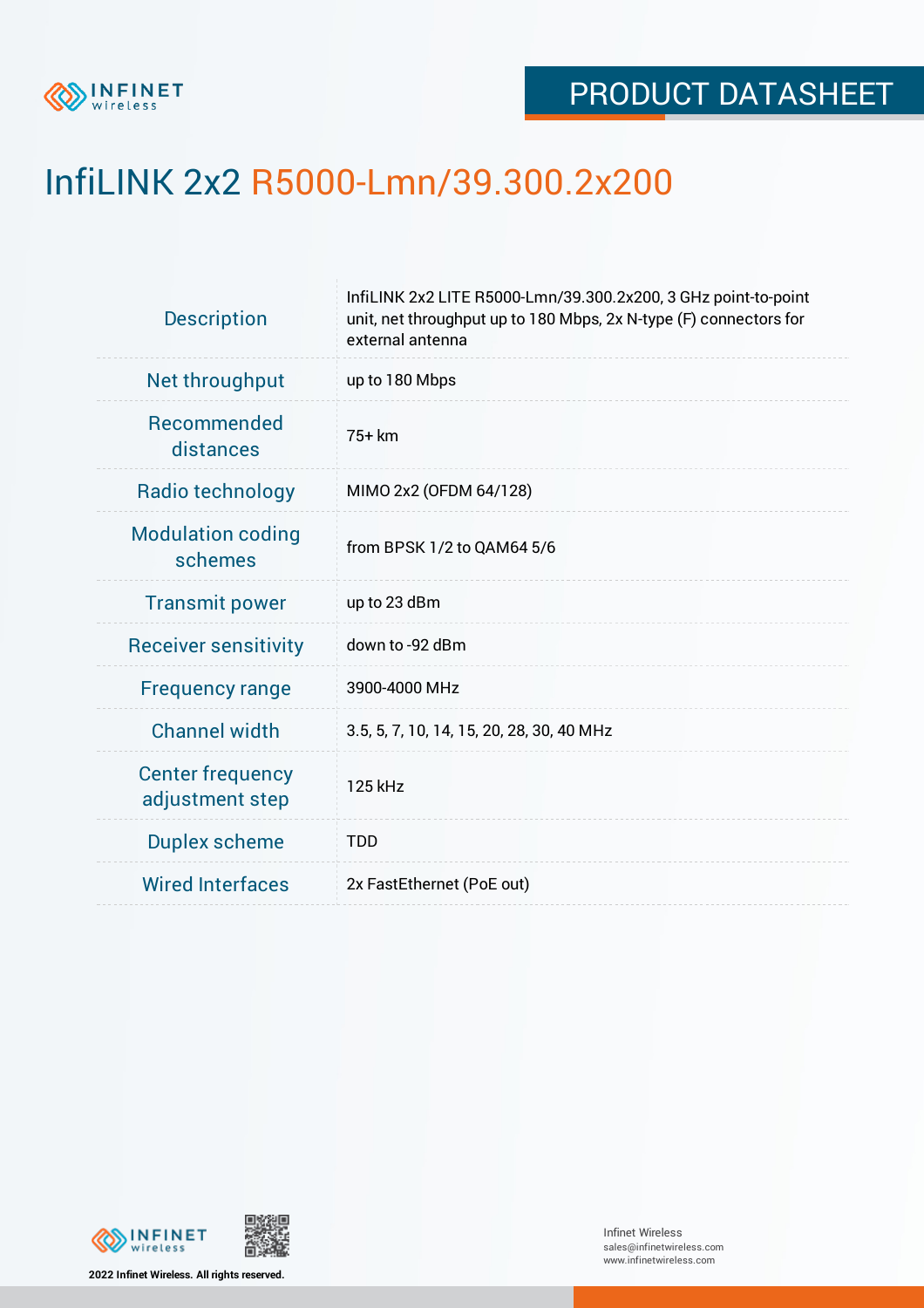PRODUCT DATASHEET

# InfiLINK 2x2 R5000-Lmn/39.300.2x200

| | |
|---|---|
| Description | InfiLINK 2x2 LITE R5000-Lmn/39.300.2x200, 3 GHz point-to-point unit, net throughput up to 180 Mbps, 2x N-type (F) connectors for external antenna |
| Net throughput | up to 180 Mbps |
| Recommended distances | 75+ km |
| Radio technology | MIMO 2x2 (OFDM 64/128) |
| Modulation coding schemes | from BPSK 1/2 to QAM64 5/6 |
| Transmit power | up to 23 dBm |
| Receiver sensitivity | down to -92 dBm |
| Frequency range | 3900-4000 MHz |
| Channel width | 3.5, 5, 7, 10, 14, 15, 20, 28, 30, 40 MHz |
| Center frequency adjustment step | 125 kHz |
| Duplex scheme | TDD |
| Wired Interfaces | 2x FastEthernet (PoE out) |

2022 Infinet Wireless. All rights reserved.

Infinet Wireless
sales@infinetwireless.com
www.infinetwireless.com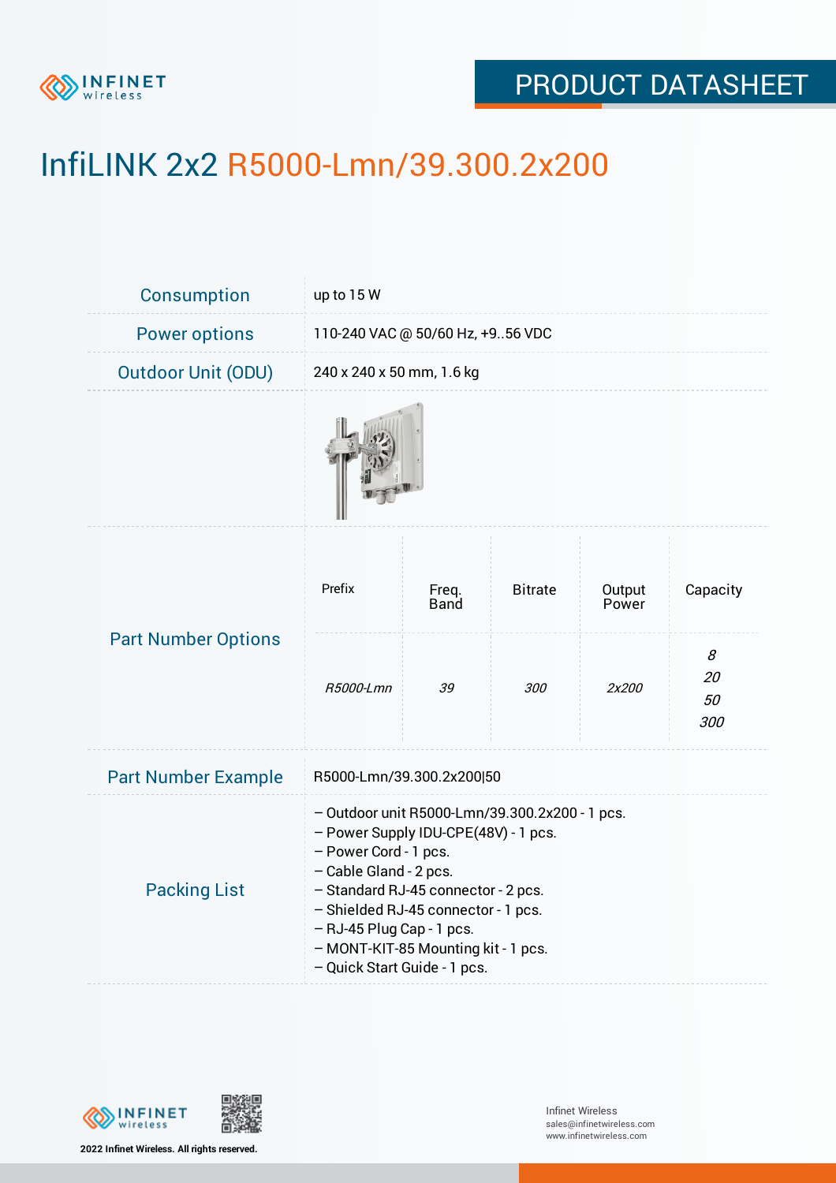# InfiLINK 2x2 R5000-Lmn/39.300.2x200

| | |
|---|---|
| Consumption | up to 15 W |
| Power options | 110-240 VAC @ 50/60 Hz, +9..56 VDC |
| Outdoor Unit (ODU) | 240 x 240 x 50 mm, 1.6 kg |

**Part Number Options**

| Prefix | Freq. Band | Bitrate | Output Power | Capacity |
|---|---|---|---|---|
| *R5000-Lmn* | *39* | *300* | *2x200* | *8*<br>*20*<br>*50*<br>*300* |

| | |
|---|---|
| Part Number Example | R5000-Lmn/39.300.2x200\|50 |

**Packing List**

– Outdoor unit R5000-Lmn/39.300.2x200 - 1 pcs.
– Power Supply IDU-CPE(48V) - 1 pcs.
– Power Cord - 1 pcs.
– Cable Gland - 2 pcs.
– Standard RJ-45 connector - 2 pcs.
– Shielded RJ-45 connector - 1 pcs.
– RJ-45 Plug Cap - 1 pcs.
– MONT-KIT-85 Mounting kit - 1 pcs.
– Quick Start Guide - 1 pcs.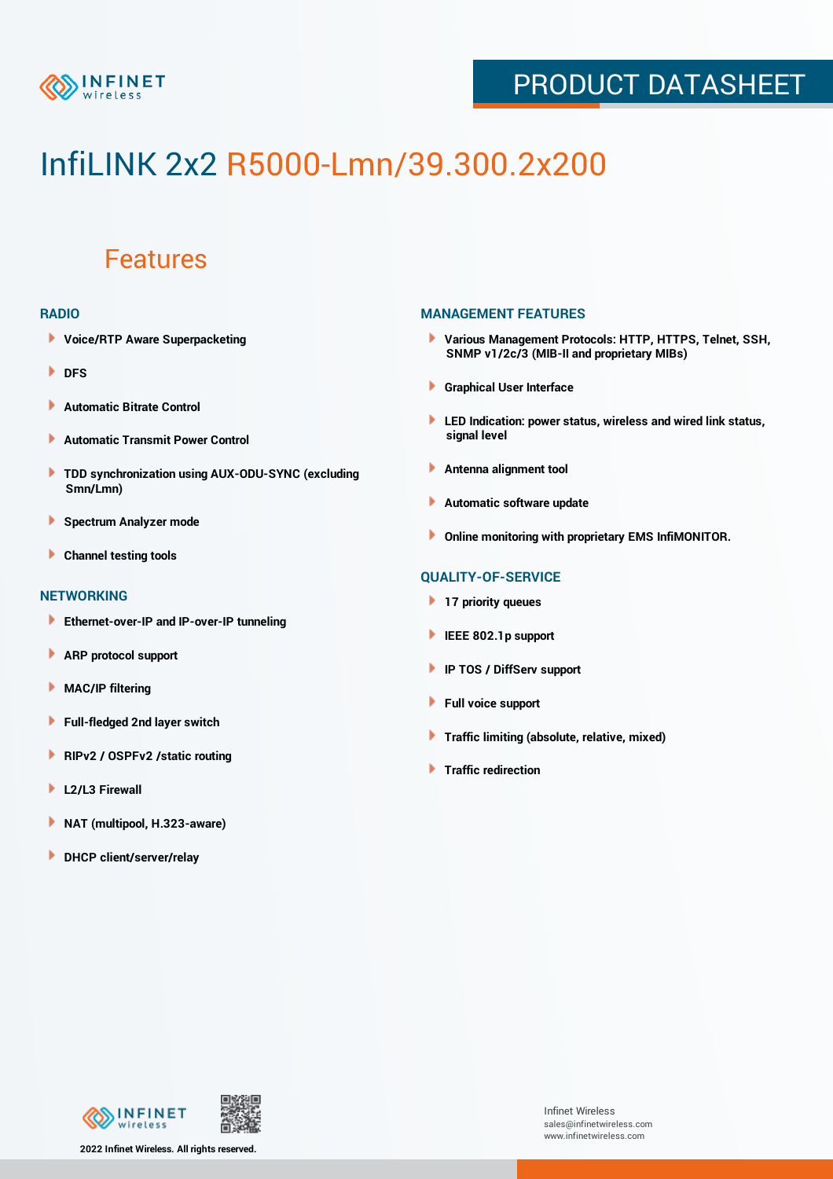# InfiLINK 2x2 R5000-Lmn/39.300.2x200

## Features

### RADIO

- Voice/RTP Aware Superpacketing
- DFS
- Automatic Bitrate Control
- Automatic Transmit Power Control
- TDD synchronization using AUX-ODU-SYNC (excluding Smn/Lmn)
- Spectrum Analyzer mode
- Channel testing tools

### NETWORKING

- Ethernet-over-IP and IP-over-IP tunneling
- ARP protocol support
- MAC/IP filtering
- Full-fledged 2nd layer switch
- RIPv2 / OSPFv2 /static routing
- L2/L3 Firewall
- NAT (multipool, H.323-aware)
- DHCP client/server/relay

### MANAGEMENT FEATURES

- Various Management Protocols: HTTP, HTTPS, Telnet, SSH, SNMP v1/2c/3 (MIB-II and proprietary MIBs)
- Graphical User Interface
- LED Indication: power status, wireless and wired link status, signal level
- Antenna alignment tool
- Automatic software update
- Online monitoring with proprietary EMS InfiMONITOR.

### QUALITY-OF-SERVICE

- 17 priority queues
- IEEE 802.1p support
- IP TOS / DiffServ support
- Full voice support
- Traffic limiting (absolute, relative, mixed)
- Traffic redirection

2022 Infinet Wireless. All rights reserved.

Infinet Wireless
sales@infinetwireless.com
www.infinetwireless.com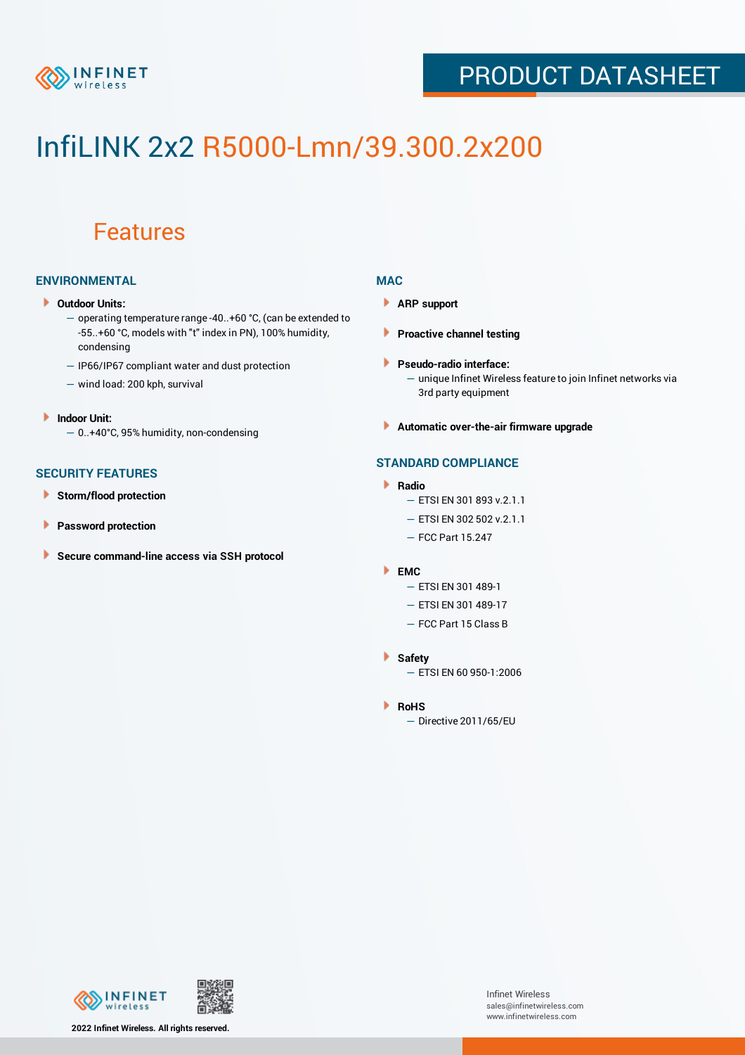PRODUCT DATASHEET

# InfiLINK 2x2 R5000-Lmn/39.300.2x200

## Features

### ENVIRONMENTAL

- **Outdoor Units:**
  - operating temperature range -40..+60 °C, (can be extended to -55..+60 °C, models with "t" index in PN), 100% humidity, condensing
  - IP66/IP67 compliant water and dust protection
  - wind load: 200 kph, survival
- **Indoor Unit:**
  - 0..+40°C, 95% humidity, non-condensing

### SECURITY FEATURES

- **Storm/flood protection**
- **Password protection**
- **Secure command-line access via SSH protocol**

### MAC

- **ARP support**
- **Proactive channel testing**
- **Pseudo-radio interface:**
  - unique Infinet Wireless feature to join Infinet networks via 3rd party equipment
- **Automatic over-the-air firmware upgrade**

### STANDARD COMPLIANCE

- **Radio**
  - ETSI EN 301 893 v.2.1.1
  - ETSI EN 302 502 v.2.1.1
  - FCC Part 15.247
- **EMC**
  - ETSI EN 301 489-1
  - ETSI EN 301 489-17
  - FCC Part 15 Class B
- **Safety**
  - ETSI EN 60 950-1:2006
- **RoHS**
  - Directive 2011/65/EU

**2022 Infinet Wireless. All rights reserved.**

Infinet Wireless
sales@infinetwireless.com
www.infinetwireless.com